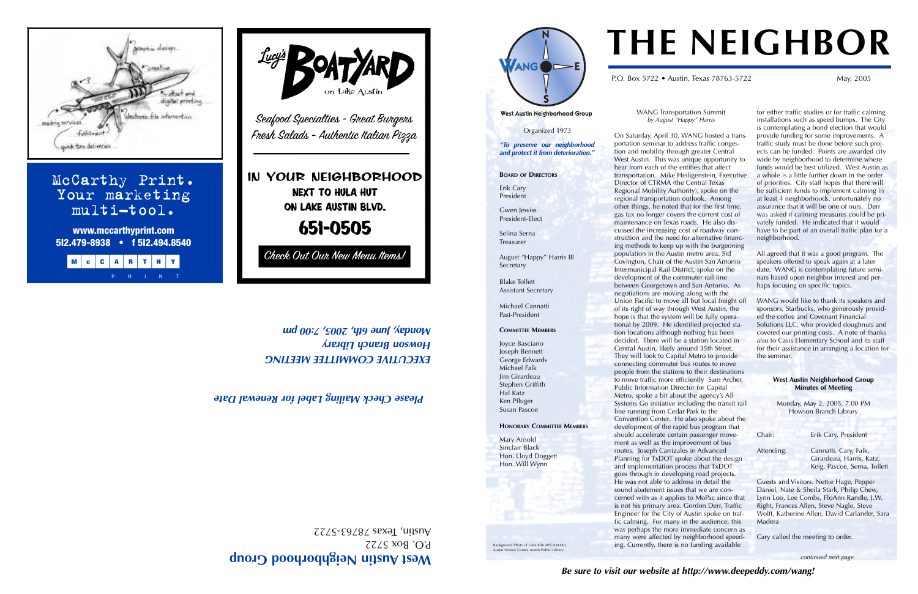McCarthy Print. Your marketing multi-tool.

www.mccarthyprint.com
512.479-8938 • f 512.494.8540

McCARTHY PRINT

Lucy's BOATYARD on Lake Austin

Seafood Specialties - Great Burgers
Fresh Salads - Authentic Italian Pizza

IN YOUR NEIGHBORHOOD
NEXT TO HULA HUT
ON LAKE AUSTIN BLVD.

651-0505

Check Out Our New Menu Items!

***EXECUTIVE COMMITTEE MEETING***
***Howson Branch Library***
***Monday, June 6th, 2005, 7:00 pm***

***Please Check Mailing Label for Renewal Date***

**West Austin Neighborhood Group**
P.O. Box 5722
Austin, Texas 78763-5722

# THE NEIGHBOR

P.O. Box 5722 • Austin, Texas 78763-5722 May, 2005

**West Austin Neighborhood Group**

Organized 1973

***"To preserve our neighborhood and protect it from deterioration."***

**BOARD OF DIRECTORS**

Erik Cary
President

Gwen Jewiss
President-Elect

Selina Serna
Treasurer

August "Happy" Harris III
Secretary

Blake Tollett
Assistant Secretary

Michael Cannatti
Past-President

**COMMITTEE MEMBERS**

Joyce Basciano
Joseph Bennett
George Edwards
Michael Falk
Jim Girardeau
Stephen Griffith
Hal Katz
Ken Pfluger
Susan Pascoe

**HONORARY COMMITTEE MEMBERS**

Mary Arnold
Sinclair Black
Hon. Lloyd Doggett
Hon. Will Wynn

Background Photo of Lime Kiln #PICA24140, Austin History Center, Austin Public Library

## WANG Transportation Summit
*by August "Happy" Harris*

On Saturday, April 30, WANG hosted a transportation seminar to address traffic congestion and mobility through greater Central West Austin. This was unique opportunity to hear from each of the entities that affect transportation. Mike Heiligenstein, Executive Director of CTRMA (the Central Texas Regional Mobility Authority), spoke on the regional transportation outlook. Among other things, he noted that for the first time, gas tax no longer covers the current cost of maintenance on Texas roads. He also discussed the increasing cost of roadway construction and the need for alternative financing methods to keep up with the burgeoning population in the Austin metro area. Sid Covington, Chair of the Austin San Antonio Intermunicipal Rail District, spoke on the development of the commuter rail line between Georgetown and San Antonio. As negotiations are moving along with the Union Pacific to move all but local freight off of its right of way through West Austin, the hope is that the system will be fully operational by 2009. He identified projected station locations although nothing has been decided. There will be a station located in Central Austin, likely around 35th Street. They will look to Capital Metro to provide connecting commuter bus routes to move people from the stations to their destinations to move traffic more efficiently Sam Archer, Public Information Director for Capital Metro, spoke a bit about the agency's All Systems Go initiative including the transit rail line running from Cedar Park to the Convention Center. He also spoke about the development of the rapid bus program that should accelerate certain passenger movement as well as the improvement of bus routes. Joseph Carrizales in Advanced Planning for TxDOT spoke about the design and implementation process that TxDOT goes through in developing road projects. He was not able to address in detail the sound abatement issues that we are concerned with as it applies to MoPac since that is not his primary area. Gordon Derr, Traffic Engineer for the City of Austin spoke on traffic calming. For many in the audience, this was perhaps the more immediate concern as many were affected by neighborhood speeding. Currently, there is no funding available for either traffic studies or for traffic calming installations such as speed bumps. The City is contemplating a bond election that would provide funding for some improvements. A traffic study must be done before such projects can be funded. Points are awarded city wide by neighborhood to determine where funds would be best utilized. West Austin as a whole is a little further down in the order of priorities. City staff hopes that there will be sufficient funds to implement calming in at least 4 neighborhoods, unfortunately no assurance that it will be one of ours. Derr was asked if calming measures could be privately funded. He indicated that it would have to be part of an overall traffic plan for a neighborhood.

All agreed that it was a good program. The speakers offered to speak again at a later date. WANG is contemplating future seminars based upon neighbor interest and perhaps focusing on specific topics.

WANG would like to thank its speakers and sponsors, Starbucks, who generously provided the coffee and Covenant Financial Solutions LLC, who provided doughnuts and covered our printing costs. A note of thanks also to Casis Elementary School and its staff for their assistance in arranging a location for the seminar.

## West Austin Neighborhood Group Minutes of Meeting

Monday, May 2, 2005, 7:00 PM
Howson Branch Library

Chair: Erik Cary, President

Attending: Cannatti, Cary, Falk, Girardeau, Harris, Katz, Keig, Pascoe, Serna, Tollett

Guests and Visitors: Nettie Hage, Pepper Daniel, Nate & Sheila Stark, Philip Chew, Lynn Loo, Lee Combs, FloAnn Randle, J.W. Right, Frances Allen, Steve Nagle, Steve Wolff, Katherine Allen, David Carlander, Sara Madera

Cary called the meeting to order.

*continued next page*

***Be sure to visit our website at http://www.deepeddy.com/wang!***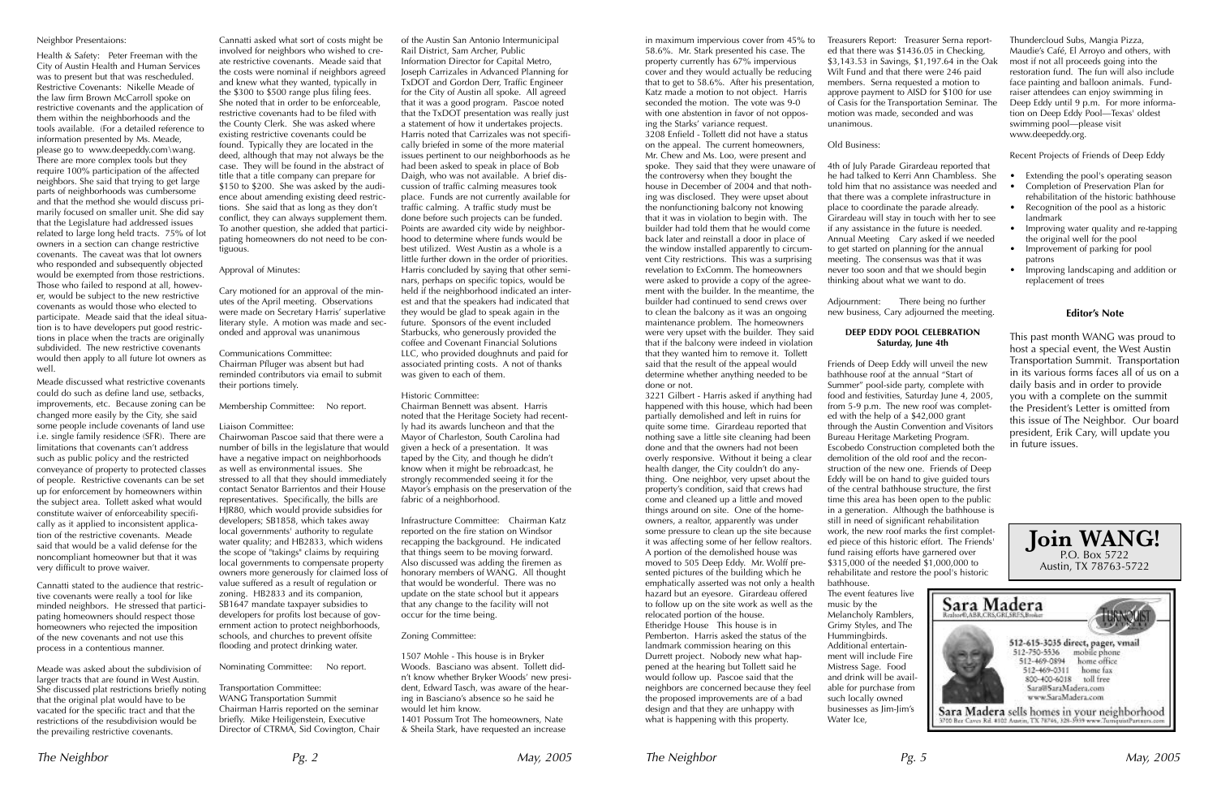Neighbor Presentaions:

Health & Safety: Peter Freeman with the City of Austin Health and Human Services was to present but that was rescheduled. Restrictive Covenants: Nikelle Meade of the law firm Brown McCarroll spoke on restrictive covenants and the application of them within the neighborhoods and the tools available. (For a detailed reference to information presented by Ms. Meade, please go to www.deepeddy.com\wang. There are more complex tools but they require 100% participation of the affected neighbors. She said that trying to get large parts of neighborhoods was cumbersome and that the method she would discuss primarily focused on smaller unit. She did say that the Legislature had addressed issues related to large long held tracts. 75% of lot owners in a section can change restrictive covenants. The caveat was that lot owners who responded and subsequently objected would be exempted from those restrictions. Those who failed to respond at all, however, would be subject to the new restrictive covenants as would those who elected to participate. Meade said that the ideal situation is to have developers put good restrictions in place when the tracts are originally subdivided. The new restrictive covenants would then apply to all future lot owners as well.

Meade discussed what restrictive covenants could do such as define land use, setbacks, improvements, etc. Because zoning can be changed more easily by the City, she said some people include covenants of land use i.e. single family residence (SFR). There are limitations that covenants can't address such as public policy and the restricted conveyance of property to protected classes of people. Restrictive covenants can be set up for enforcement by homeowners within the subject area. Tollett asked what would constitute waiver of enforceability specifically as it applied to inconsistent application of the restrictive covenants. Meade said that would be a valid defense for the noncompliant homeowner but that it was very difficult to prove waiver.

Cannatti stated to the audience that restrictive covenants were really a tool for like minded neighbors. He stressed that participating homeowners should respect those homeowners who rejected the imposition of the new covenants and not use this process in a contentious manner.

Meade was asked about the subdivision of larger tracts that are found in West Austin. She discussed plat restrictions briefly noting that the original plat would have to be vacated for the specific tract and that the restrictions of the resubdivision would be the prevailing restrictive covenants.

Cannatti asked what sort of costs might be involved for neighbors who wished to create restrictive covenants. Meade said that the costs were nominal if neighbors agreed and knew what they wanted, typically in the $300 to $500 range plus filing fees. She noted that in order to be enforceable, restrictive covenants had to be filed with the County Clerk. She was asked where existing restrictive covenants could be found. Typically they are located in the deed, although that may not always be the case. They will be found in the abstract of title that a title company can prepare for $150 to $200. She was asked by the audience about amending existing deed restrictions. She said that as long as they don't conflict, they can always supplement them. To another question, she added that participating homeowners do not need to be contiguous.

Approval of Minutes:

Cary motioned for an approval of the minutes of the April meeting. Observations were made on Secretary Harris' superlative literary style. A motion was made and seconded and approval was unanimous

Communications Committee:
Chairman Pfluger was absent but had reminded contributors via email to submit their portions timely.

Membership Committee: No report.

Liaison Committee:
Chairwoman Pascoe said that there were a number of bills in the legislature that would have a negative impact on neighborhoods as well as environmental issues. She stressed to all that they should immediately contact Senator Barrientos and their House representatives. Specifically, the bills are HJR80, which would provide subsidies for developers; SB1858, which takes away local governments' authority to regulate water quality; and HB2833, which widens the scope of "takings" claims by requiring local governments to compensate property owners more generously for claimed loss of value suffered as a result of regulation or zoning. HB2833 and its companion, SB1647 mandate taxpayer subsidies to developers for profits lost because of government action to protect neighborhoods, schools, and churches to prevent offsite flooding and protect drinking water.

Nominating Committee: No report.

Transportation Committee:
WANG Transportation Summit
Chairman Harris reported on the seminar briefly. Mike Heiligenstein, Executive Director of CTRMA, Sid Covington, Chair of the Austin San Antonio Intermunicipal Rail District, Sam Archer, Public Information Director for Capital Metro, Joseph Carrizales in Advanced Planning for TxDOT and Gordon Derr, Traffic Engineer for the City of Austin all spoke. All agreed that it was a good program. Pascoe noted that the TxDOT presentation was really just a statement of how it undertakes projects. Harris noted that Carrizales was not specifically briefed in some of the more material issues pertinent to our neighborhoods as he had been asked to speak in place of Bob Daigh, who was not available. A brief discussion of traffic calming measures took place. Funds are not currently available for traffic calming. A traffic study must be done before such projects can be funded. Points are awarded city wide by neighborhood to determine where funds would be best utilized. West Austin as a whole is a little further down in the order of priorities. Harris concluded by saying that other seminars, perhaps on specific topics, would be held if the neighborhood indicated an interest and that the speakers had indicated that they would be glad to speak again in the future. Sponsors of the event included Starbucks, who generously provided the coffee and Covenant Financial Solutions LLC, who provided doughnuts and paid for associated printing costs. A not of thanks was given to each of them.

Historic Committee:
Chairman Bennett was absent. Harris noted that the Heritage Society had recently had its awards luncheon and that the Mayor of Charleston, South Carolina had given a heck of a presentation. It was taped by the City, and though he didn't know when it might be rebroadcast, he strongly recommended seeing it for the Mayor's emphasis on the preservation of the fabric of a neighborhood.

Infrastructure Committee: Chairman Katz reported on the fire station on Windsor recapping the background. He indicated that things seem to be moving forward. Also discussed was adding the firemen as honorary members of WANG. All thought that would be wonderful. There was no update on the state school but it appears that any change to the facility will not occur for the time being.

Zoning Committee:

1507 Mohle - This house is in Bryker Woods. Basciano was absent. Tollett didn't know whether Bryker Woods' new president, Edward Tasch, was aware of the hearing in Basciano's absence so he said he would let him know.
1401 Possum Trot The homeowners, Nate & Sheila Stark, have requested an increase in maximum impervious cover from 45% to 58.6%. Mr. Stark presented his case. The property currently has 67% impervious cover and they would actually be reducing that to get to 58.6%. After his presentation, Katz made a motion to not object. Harris seconded the motion. The vote was 9-0 with one abstention in favor of not opposing the Starks' variance request.
3208 Enfield - Tollett did not have a status on the appeal. The current homeowners, Mr. Chew and Ms. Loo, were present and spoke. They said that they were unaware of the controversy when they bought the house in December of 2004 and that nothing was disclosed. They were upset about the nonfunctioning balcony not knowing that it was in violation to begin with. The builder had told them that he would come back later and reinstall a door in place of the window installed apparently to circumvent City restrictions. This was a surprising revelation to ExComm. The homeowners were asked to provide a copy of the agreement with the builder. In the meantime, the builder had continued to send crews over to clean the balcony as it was an ongoing maintenance problem. The homeowners were very upset with the builder. They said that if the balcony were indeed in violation that they wanted him to remove it. Tollett said that the result of the appeal would determine whether anything needed to be done or not.
3221 Gilbert - Harris asked if anything had happened with this house, which had been partially demolished and left in ruins for quite some time. Girardeau reported that nothing save a little site cleaning had been done and that the owners had not been overly responsive. Without it being a clear health danger, the City couldn't do anything. One neighbor, very upset about the property's condition, said that crews had come and cleaned up a little and moved things around on site. One of the homeowners, a realtor, apparently was under some pressure to clean up the site because it was affecting some of her fellow realtors. A portion of the demolished house was moved to 505 Deep Eddy. Mr. Wolff presented pictures of the building which he emphatically asserted was not only a health hazard but an eyesore. Girardeau offered to follow up on the site work as well as the relocated portion of the house.
Etheridge House This house is in Pemberton. Harris asked the status of the landmark commission hearing on this Durrett project. Nobody new what happened at the hearing but Tollett said he would follow up. Pascoe said that the neighbors are concerned because they feel the proposed improvements are of a bad design and that they are unhappy with what is happening with this property.

Treasurers Report: Treasurer Serna reported that there was $1436.05 in Checking, $3,143.53 in Savings, $1,197.64 in the Oak Wilt Fund and that there were 246 paid members. Serna requested a motion to approve payment to AISD for $100 for use of Casis for the Transportation Seminar. The motion was made, seconded and was unanimous.

Old Business:

4th of July Parade Girardeau reported that he had talked to Kerri Ann Chambless. She told him that no assistance was needed and that there was a complete infrastructure in place to coordinate the parade already. Girardeau will stay in touch with her to see if any assistance in the future is needed.
Annual Meeting Cary asked if we needed to get started on planning for the annual meeting. The consensus was that it was never too soon and that we should begin thinking about what we want to do.

Adjournment: There being no further new business, Cary adjourned the meeting.

**DEEP EDDY POOL CELEBRATION**
**Saturday, June 4th**

Friends of Deep Eddy will unveil the new bathhouse roof at the annual "Start of Summer" pool-side party, complete with food and festivities, Saturday June 4, 2005, from 5-9 p.m. The new roof was completed with the help of a $42,000 grant through the Austin Convention and Visitors Bureau Heritage Marketing Program. Escobedo Construction completed both the demolition of the old roof and the reconstruction of the new one. Friends of Deep Eddy will be on hand to give guided tours of the central bathhouse structure, the first time this area has been open to the public in a generation. Although the bathhouse is still in need of significant rehabilitation work, the new roof marks the first completed piece of this historic effort. The Friends' fund raising efforts have garnered over $315,000 of the needed $1,000,000 to rehabilitate and restore the pool's historic bathhouse.
The event features live music by the Melancholy Ramblers, Grimy Styles, and The Hummingbirds. Additional entertainment will include Fire Mistress Sage. Food and drink will be available for purchase from such locally owned businesses as Jim-Jim's Water Ice, Thundercloud Subs, Mangia Pizza, Maudie's Café, El Arroyo and others, with most if not all proceeds going into the restoration fund. The fun will also include face painting and balloon animals. Fundraiser attendees can enjoy swimming in Deep Eddy until 9 p.m. For more information on Deep Eddy Pool—Texas' oldest swimming pool—please visit www.deepeddy.org.

Recent Projects of Friends of Deep Eddy

- Extending the pool's operating season
- Completion of Preservation Plan for rehabilitation of the historic bathhouse
- Recognition of the pool as a historic landmark
- Improving water quality and re-tapping the original well for the pool
- Improvement of parking for pool patrons
- Improving landscaping and addition or replacement of trees

**Editor's Note**

This past month WANG was proud to host a special event, the West Austin Transportation Summit. Transportation in its various forms faces all of us on a daily basis and in order to provide you with a complete on the summit the President's Letter is omitted from this issue of The Neighbor. Our board president, Erik Cary, will update you in future issues.

**Join WANG!**
P.O. Box 5722
Austin, TX 78763-5722

Sara Madera
Realtor®, ABR, CRS, GRI, SRES, Broker
TURNQUIST

512-615-3035 direct, pager, vmail
512-750-5536 mobile phone
512-469-0894 home office
512-469-0311 home fax
800-400-6018 toll free
Sara@SaraMadera.com
www.SaraMadera.com

**Sara Madera** sells homes in your neighborhood
3700 Bee Caves Rd. #102 Austin, TX 78746, 328-3939 www.TurnquistPartners.com